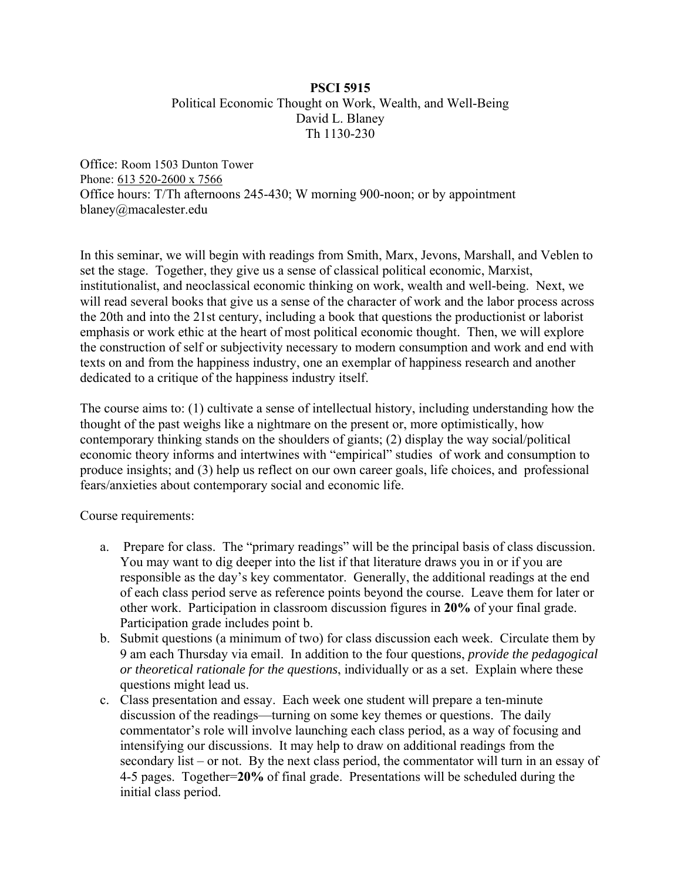# PSCI 5915

Political Economic Thought on Work, Wealth, and Well-Being
David L. Blaney
Th 1130-230

Office: Room 1503 Dunton Tower
Phone: 613 520-2600 x 7566
Office hours: T/Th afternoons 245-430; W morning 900-noon; or by appointment
blaney@macalester.edu

In this seminar, we will begin with readings from Smith, Marx, Jevons, Marshall, and Veblen to set the stage. Together, they give us a sense of classical political economic, Marxist, institutionalist, and neoclassical economic thinking on work, wealth and well-being. Next, we will read several books that give us a sense of the character of work and the labor process across the 20th and into the 21st century, including a book that questions the productionist or laborist emphasis or work ethic at the heart of most political economic thought. Then, we will explore the construction of self or subjectivity necessary to modern consumption and work and end with texts on and from the happiness industry, one an exemplar of happiness research and another dedicated to a critique of the happiness industry itself.

The course aims to: (1) cultivate a sense of intellectual history, including understanding how the thought of the past weighs like a nightmare on the present or, more optimistically, how contemporary thinking stands on the shoulders of giants; (2) display the way social/political economic theory informs and intertwines with "empirical" studies of work and consumption to produce insights; and (3) help us reflect on our own career goals, life choices, and professional fears/anxieties about contemporary social and economic life.

Course requirements:

a. Prepare for class. The "primary readings" will be the principal basis of class discussion. You may want to dig deeper into the list if that literature draws you in or if you are responsible as the day's key commentator. Generally, the additional readings at the end of each class period serve as reference points beyond the course. Leave them for later or other work. Participation in classroom discussion figures in **20%** of your final grade. Participation grade includes point b.
b. Submit questions (a minimum of two) for class discussion each week. Circulate them by 9 am each Thursday via email. In addition to the four questions, *provide the pedagogical or theoretical rationale for the questions*, individually or as a set. Explain where these questions might lead us.
c. Class presentation and essay. Each week one student will prepare a ten-minute discussion of the readings—turning on some key themes or questions. The daily commentator's role will involve launching each class period, as a way of focusing and intensifying our discussions. It may help to draw on additional readings from the secondary list – or not. By the next class period, the commentator will turn in an essay of 4-5 pages. Together=**20%** of final grade. Presentations will be scheduled during the initial class period.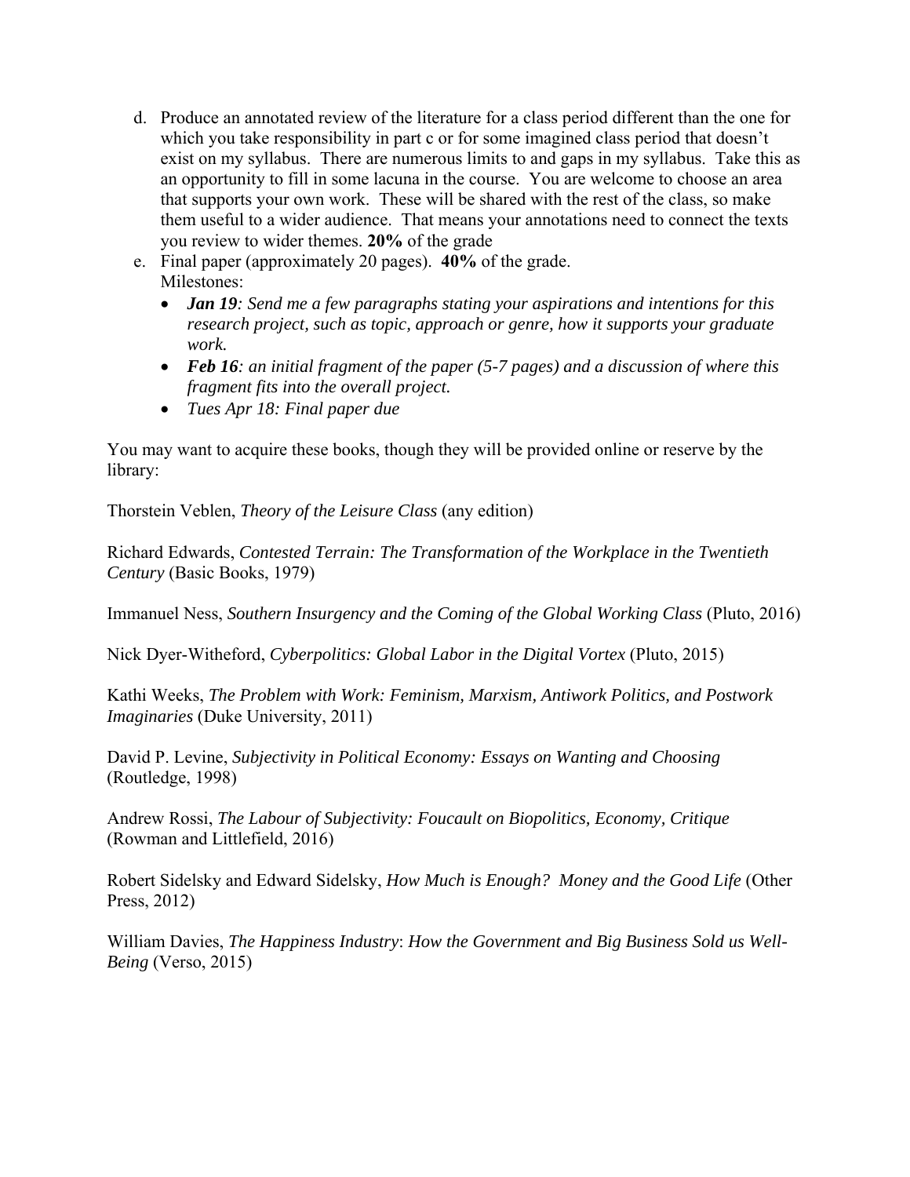d. Produce an annotated review of the literature for a class period different than the one for which you take responsibility in part c or for some imagined class period that doesn't exist on my syllabus. There are numerous limits to and gaps in my syllabus. Take this as an opportunity to fill in some lacuna in the course. You are welcome to choose an area that supports your own work. These will be shared with the rest of the class, so make them useful to a wider audience. That means your annotations need to connect the texts you review to wider themes. **20%** of the grade

e. Final paper (approximately 20 pages). **40%** of the grade.
   Milestones:
   - ***Jan 19****: Send me a few paragraphs stating your aspirations and intentions for this research project, such as topic, approach or genre, how it supports your graduate work.*
   - ***Feb 16****: an initial fragment of the paper (5-7 pages) and a discussion of where this fragment fits into the overall project.*
   - *Tues Apr 18: Final paper due*

You may want to acquire these books, though they will be provided online or reserve by the library:

Thorstein Veblen, *Theory of the Leisure Class* (any edition)

Richard Edwards, *Contested Terrain: The Transformation of the Workplace in the Twentieth Century* (Basic Books, 1979)

Immanuel Ness, *Southern Insurgency and the Coming of the Global Working Class* (Pluto, 2016)

Nick Dyer-Witheford, *Cyberpolitics: Global Labor in the Digital Vortex* (Pluto, 2015)

Kathi Weeks, *The Problem with Work: Feminism, Marxism, Antiwork Politics, and Postwork Imaginaries* (Duke University, 2011)

David P. Levine, *Subjectivity in Political Economy: Essays on Wanting and Choosing* (Routledge, 1998)

Andrew Rossi, *The Labour of Subjectivity: Foucault on Biopolitics, Economy, Critique* (Rowman and Littlefield, 2016)

Robert Sidelsky and Edward Sidelsky, *How Much is Enough? Money and the Good Life* (Other Press, 2012)

William Davies, *The Happiness Industry*: *How the Government and Big Business Sold us Well-Being* (Verso, 2015)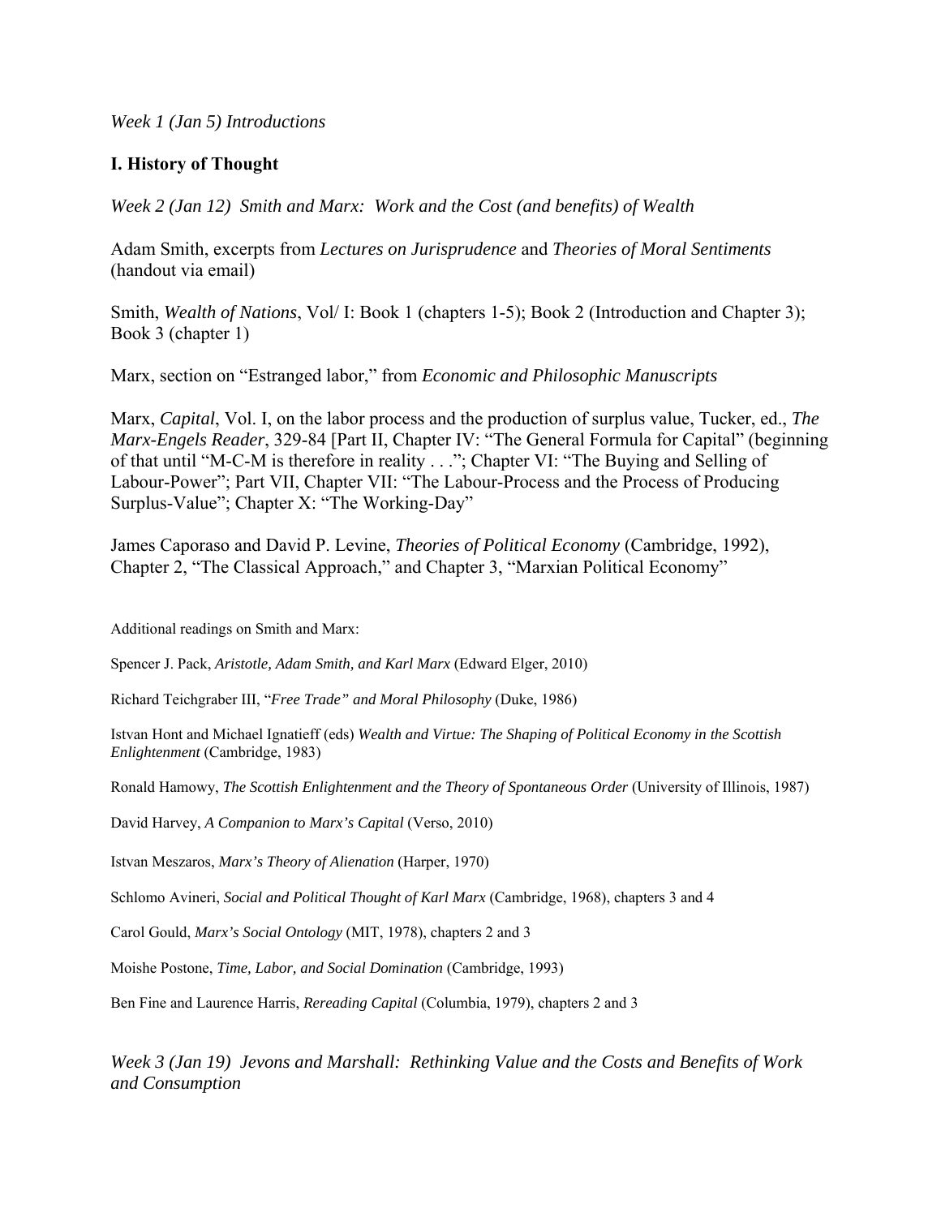*Week 1 (Jan 5) Introductions*

## I. History of Thought

*Week 2 (Jan 12) Smith and Marx: Work and the Cost (and benefits) of Wealth*

Adam Smith, excerpts from *Lectures on Jurisprudence* and *Theories of Moral Sentiments* (handout via email)

Smith, *Wealth of Nations*, Vol/ I: Book 1 (chapters 1-5); Book 2 (Introduction and Chapter 3); Book 3 (chapter 1)

Marx, section on "Estranged labor," from *Economic and Philosophic Manuscripts*

Marx, *Capital*, Vol. I, on the labor process and the production of surplus value, Tucker, ed., *The Marx-Engels Reader*, 329-84 [Part II, Chapter IV: "The General Formula for Capital" (beginning of that until "M-C-M is therefore in reality . . ."; Chapter VI: "The Buying and Selling of Labour-Power"; Part VII, Chapter VII: "The Labour-Process and the Process of Producing Surplus-Value"; Chapter X: "The Working-Day"

James Caporaso and David P. Levine, *Theories of Political Economy* (Cambridge, 1992), Chapter 2, "The Classical Approach," and Chapter 3, "Marxian Political Economy"

Additional readings on Smith and Marx:

Spencer J. Pack, *Aristotle, Adam Smith, and Karl Marx* (Edward Elger, 2010)

Richard Teichgraber III, "*Free Trade" and Moral Philosophy* (Duke, 1986)

Istvan Hont and Michael Ignatieff (eds) *Wealth and Virtue: The Shaping of Political Economy in the Scottish Enlightenment* (Cambridge, 1983)

Ronald Hamowy, *The Scottish Enlightenment and the Theory of Spontaneous Order* (University of Illinois, 1987)

David Harvey, *A Companion to Marx's Capital* (Verso, 2010)

Istvan Meszaros, *Marx's Theory of Alienation* (Harper, 1970)

Schlomo Avineri, *Social and Political Thought of Karl Marx* (Cambridge, 1968), chapters 3 and 4

Carol Gould, *Marx's Social Ontology* (MIT, 1978), chapters 2 and 3

Moishe Postone, *Time, Labor, and Social Domination* (Cambridge, 1993)

Ben Fine and Laurence Harris, *Rereading Capital* (Columbia, 1979), chapters 2 and 3

*Week 3 (Jan 19) Jevons and Marshall: Rethinking Value and the Costs and Benefits of Work and Consumption*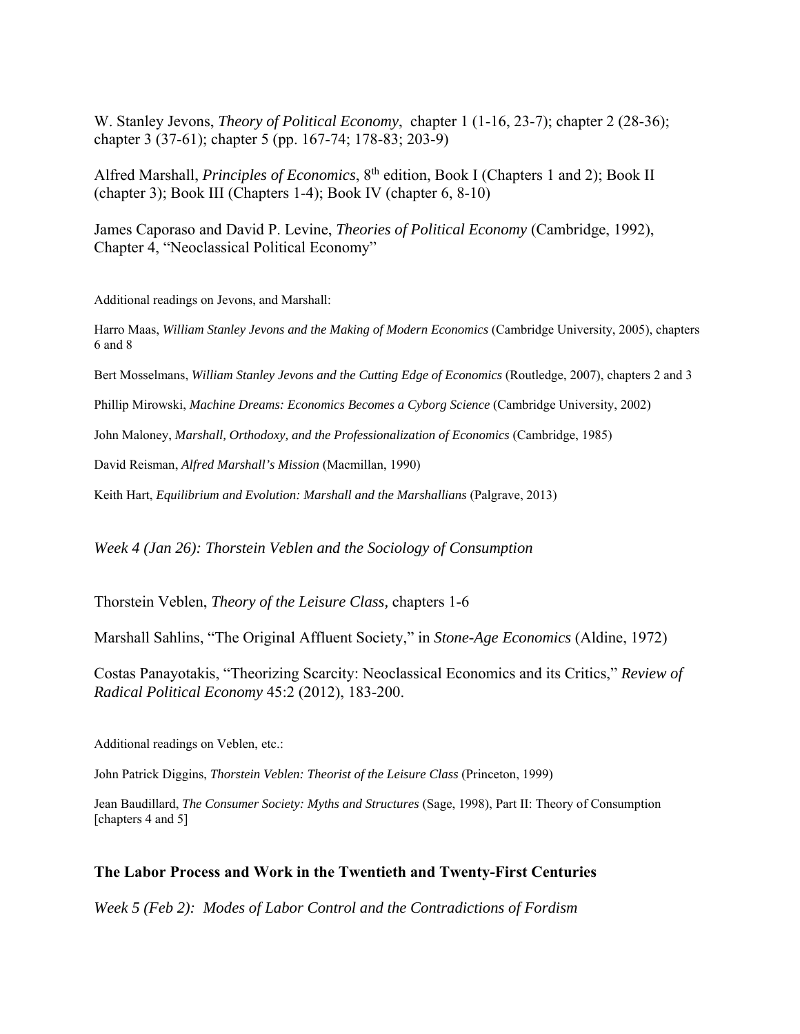W. Stanley Jevons, *Theory of Political Economy*, chapter 1 (1-16, 23-7); chapter 2 (28-36); chapter 3 (37-61); chapter 5 (pp. 167-74; 178-83; 203-9)

Alfred Marshall, *Principles of Economics*, 8th edition, Book I (Chapters 1 and 2); Book II (chapter 3); Book III (Chapters 1-4); Book IV (chapter 6, 8-10)

James Caporaso and David P. Levine, *Theories of Political Economy* (Cambridge, 1992), Chapter 4, "Neoclassical Political Economy"

Additional readings on Jevons, and Marshall:

Harro Maas, *William Stanley Jevons and the Making of Modern Economics* (Cambridge University, 2005), chapters 6 and 8

Bert Mosselmans, *William Stanley Jevons and the Cutting Edge of Economics* (Routledge, 2007), chapters 2 and 3

Phillip Mirowski, *Machine Dreams: Economics Becomes a Cyborg Science* (Cambridge University, 2002)

John Maloney, *Marshall, Orthodoxy, and the Professionalization of Economics* (Cambridge, 1985)

David Reisman, *Alfred Marshall's Mission* (Macmillan, 1990)

Keith Hart, *Equilibrium and Evolution: Marshall and the Marshallians* (Palgrave, 2013)

*Week 4 (Jan 26): Thorstein Veblen and the Sociology of Consumption*

Thorstein Veblen, *Theory of the Leisure Class,* chapters 1-6

Marshall Sahlins, "The Original Affluent Society," in *Stone-Age Economics* (Aldine, 1972)

Costas Panayotakis, "Theorizing Scarcity: Neoclassical Economics and its Critics," *Review of Radical Political Economy* 45:2 (2012), 183-200.

Additional readings on Veblen, etc.:

John Patrick Diggins, *Thorstein Veblen: Theorist of the Leisure Class* (Princeton, 1999)

Jean Baudillard, *The Consumer Society: Myths and Structures* (Sage, 1998), Part II: Theory of Consumption [chapters 4 and 5]

## The Labor Process and Work in the Twentieth and Twenty-First Centuries

*Week 5 (Feb 2): Modes of Labor Control and the Contradictions of Fordism*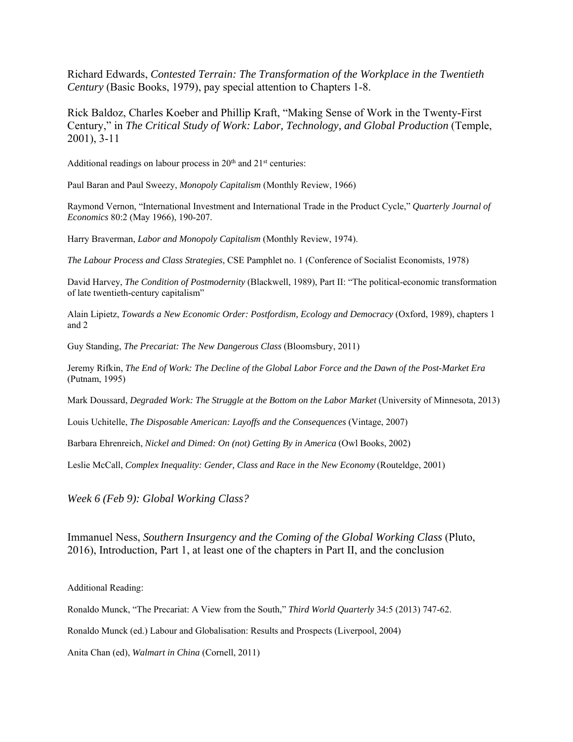Richard Edwards, *Contested Terrain: The Transformation of the Workplace in the Twentieth Century* (Basic Books, 1979), pay special attention to Chapters 1-8.

Rick Baldoz, Charles Koeber and Phillip Kraft, "Making Sense of Work in the Twenty-First Century," in *The Critical Study of Work: Labor, Technology, and Global Production* (Temple, 2001), 3-11

Additional readings on labour process in 20th and 21st centuries:

Paul Baran and Paul Sweezy, *Monopoly Capitalism* (Monthly Review, 1966)

Raymond Vernon, "International Investment and International Trade in the Product Cycle," *Quarterly Journal of Economics* 80:2 (May 1966), 190-207.

Harry Braverman, *Labor and Monopoly Capitalism* (Monthly Review, 1974).

*The Labour Process and Class Strategies*, CSE Pamphlet no. 1 (Conference of Socialist Economists, 1978)

David Harvey, *The Condition of Postmodernity* (Blackwell, 1989), Part II: "The political-economic transformation of late twentieth-century capitalism"

Alain Lipietz, *Towards a New Economic Order: Postfordism, Ecology and Democracy* (Oxford, 1989), chapters 1 and 2

Guy Standing, *The Precariat: The New Dangerous Class* (Bloomsbury, 2011)

Jeremy Rifkin, *The End of Work: The Decline of the Global Labor Force and the Dawn of the Post-Market Era* (Putnam, 1995)

Mark Doussard, *Degraded Work: The Struggle at the Bottom on the Labor Market* (University of Minnesota, 2013)

Louis Uchitelle, *The Disposable American: Layoffs and the Consequences* (Vintage, 2007)

Barbara Ehrenreich, *Nickel and Dimed: On (not) Getting By in America* (Owl Books, 2002)

Leslie McCall, *Complex Inequality: Gender, Class and Race in the New Economy* (Routeldge, 2001)

### *Week 6 (Feb 9): Global Working Class?*

Immanuel Ness, *Southern Insurgency and the Coming of the Global Working Class* (Pluto, 2016), Introduction, Part 1, at least one of the chapters in Part II, and the conclusion

Additional Reading:

Ronaldo Munck, "The Precariat: A View from the South," *Third World Quarterly* 34:5 (2013) 747-62.

Ronaldo Munck (ed.) Labour and Globalisation: Results and Prospects (Liverpool, 2004)

Anita Chan (ed), *Walmart in China* (Cornell, 2011)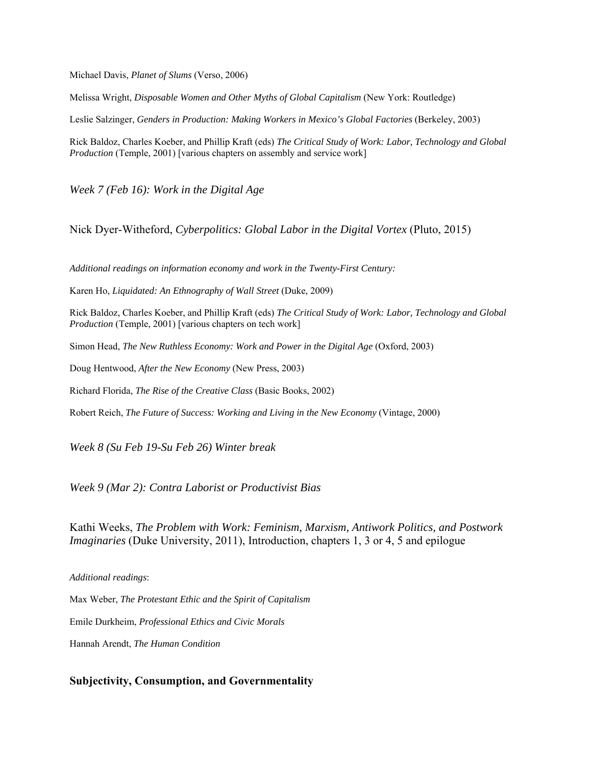Michael Davis, *Planet of Slums* (Verso, 2006)

Melissa Wright, *Disposable Women and Other Myths of Global Capitalism* (New York: Routledge)

Leslie Salzinger, *Genders in Production: Making Workers in Mexico's Global Factories* (Berkeley, 2003)

Rick Baldoz, Charles Koeber, and Phillip Kraft (eds) *The Critical Study of Work: Labor, Technology and Global Production* (Temple, 2001) [various chapters on assembly and service work]

### *Week 7 (Feb 16): Work in the Digital Age*

Nick Dyer-Witheford, *Cyberpolitics: Global Labor in the Digital Vortex* (Pluto, 2015)

*Additional readings on information economy and work in the Twenty-First Century:*

Karen Ho, *Liquidated: An Ethnography of Wall Street* (Duke, 2009)

Rick Baldoz, Charles Koeber, and Phillip Kraft (eds) *The Critical Study of Work: Labor, Technology and Global Production* (Temple, 2001) [various chapters on tech work]

Simon Head, *The New Ruthless Economy: Work and Power in the Digital Age* (Oxford, 2003)

Doug Hentwood, *After the New Economy* (New Press, 2003)

Richard Florida, *The Rise of the Creative Class* (Basic Books, 2002)

Robert Reich, *The Future of Success: Working and Living in the New Economy* (Vintage, 2000)

### *Week 8 (Su Feb 19-Su Feb 26) Winter break*

### *Week 9 (Mar 2): Contra Laborist or Productivist Bias*

Kathi Weeks, *The Problem with Work: Feminism, Marxism, Antiwork Politics, and Postwork Imaginaries* (Duke University, 2011), Introduction, chapters 1, 3 or 4, 5 and epilogue

*Additional readings*:

Max Weber, *The Protestant Ethic and the Spirit of Capitalism*

Emile Durkheim, *Professional Ethics and Civic Morals*

Hannah Arendt, *The Human Condition*

## **Subjectivity, Consumption, and Governmentality**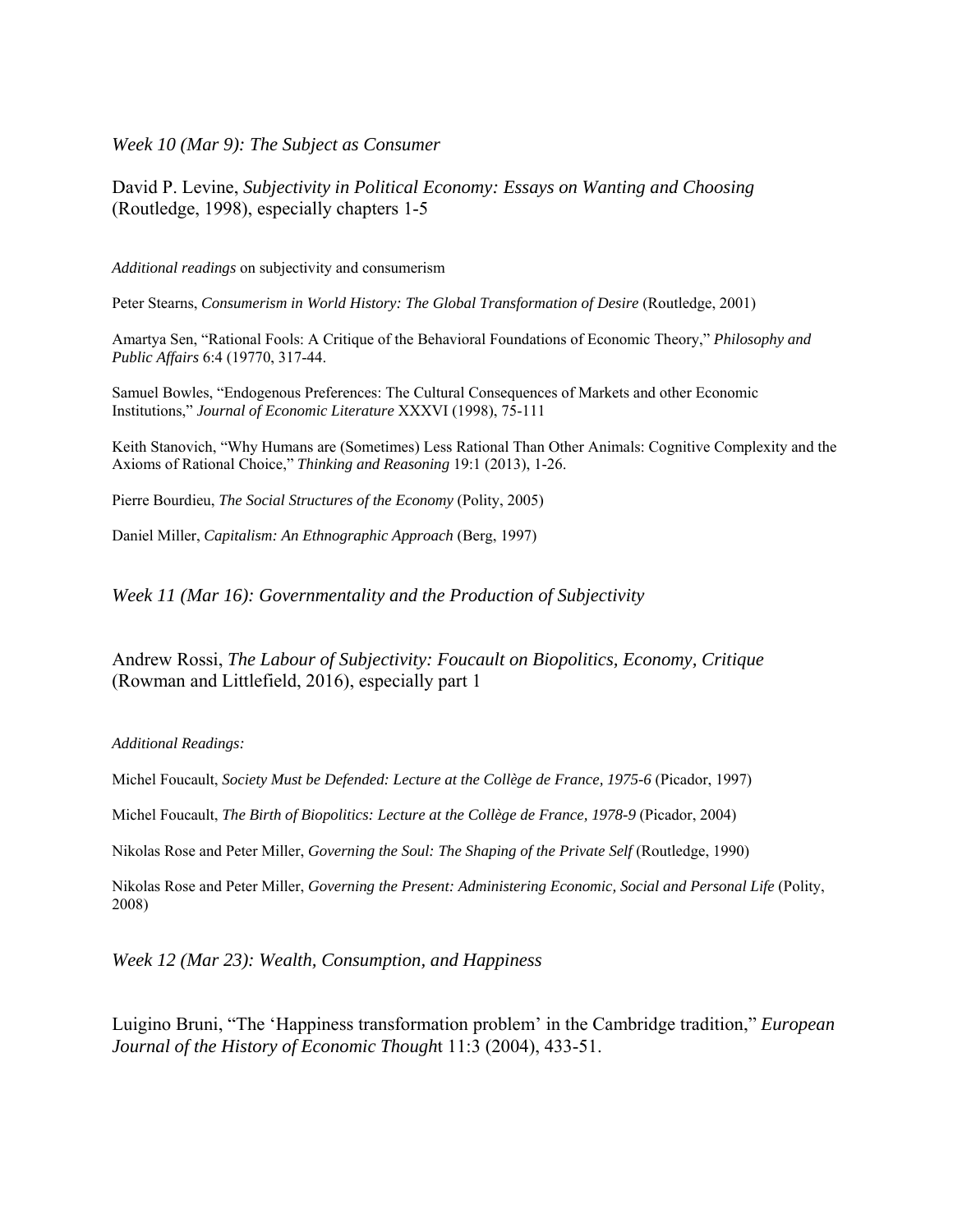*Week 10 (Mar 9): The Subject as Consumer*

David P. Levine, *Subjectivity in Political Economy: Essays on Wanting and Choosing* (Routledge, 1998), especially chapters 1-5

*Additional readings* on subjectivity and consumerism

Peter Stearns, *Consumerism in World History: The Global Transformation of Desire* (Routledge, 2001)

Amartya Sen, "Rational Fools: A Critique of the Behavioral Foundations of Economic Theory," *Philosophy and Public Affairs* 6:4 (19770, 317-44.

Samuel Bowles, "Endogenous Preferences: The Cultural Consequences of Markets and other Economic Institutions," *Journal of Economic Literature* XXXVI (1998), 75-111

Keith Stanovich, "Why Humans are (Sometimes) Less Rational Than Other Animals: Cognitive Complexity and the Axioms of Rational Choice," *Thinking and Reasoning* 19:1 (2013), 1-26.

Pierre Bourdieu, *The Social Structures of the Economy* (Polity, 2005)

Daniel Miller, *Capitalism: An Ethnographic Approach* (Berg, 1997)

*Week 11 (Mar 16): Governmentality and the Production of Subjectivity*

Andrew Rossi, *The Labour of Subjectivity: Foucault on Biopolitics, Economy, Critique* (Rowman and Littlefield, 2016), especially part 1

*Additional Readings:*

Michel Foucault, *Society Must be Defended: Lecture at the Collège de France, 1975-6* (Picador, 1997)

Michel Foucault, *The Birth of Biopolitics: Lecture at the Collège de France, 1978-9* (Picador, 2004)

Nikolas Rose and Peter Miller, *Governing the Soul: The Shaping of the Private Self* (Routledge, 1990)

Nikolas Rose and Peter Miller, *Governing the Present: Administering Economic, Social and Personal Life* (Polity, 2008)

*Week 12 (Mar 23): Wealth, Consumption, and Happiness*

Luigino Bruni, "The 'Happiness transformation problem' in the Cambridge tradition," *European Journal of the History of Economic Though*t 11:3 (2004), 433-51.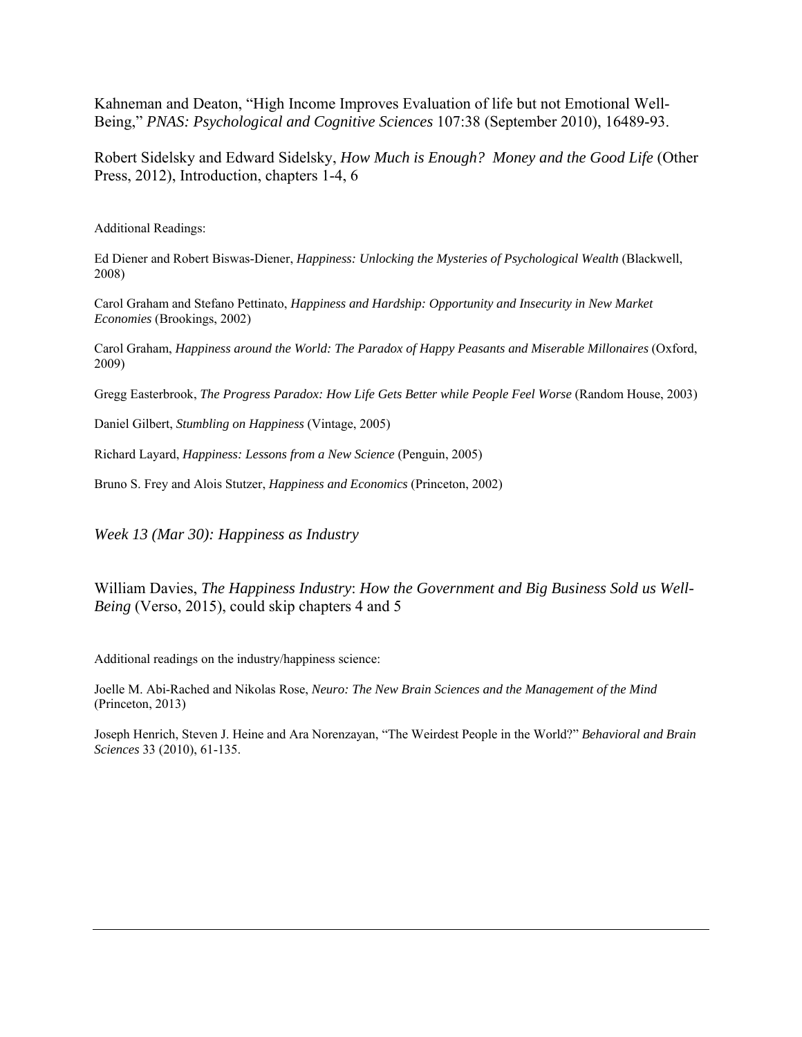Kahneman and Deaton, "High Income Improves Evaluation of life but not Emotional Well-Being," *PNAS: Psychological and Cognitive Sciences* 107:38 (September 2010), 16489-93.

Robert Sidelsky and Edward Sidelsky, *How Much is Enough? Money and the Good Life* (Other Press, 2012), Introduction, chapters 1-4, 6

Additional Readings:

Ed Diener and Robert Biswas-Diener, *Happiness: Unlocking the Mysteries of Psychological Wealth* (Blackwell, 2008)

Carol Graham and Stefano Pettinato, *Happiness and Hardship: Opportunity and Insecurity in New Market Economies* (Brookings, 2002)

Carol Graham, *Happiness around the World: The Paradox of Happy Peasants and Miserable Millonaires* (Oxford, 2009)

Gregg Easterbrook, *The Progress Paradox: How Life Gets Better while People Feel Worse* (Random House, 2003)

Daniel Gilbert, *Stumbling on Happiness* (Vintage, 2005)

Richard Layard, *Happiness: Lessons from a New Science* (Penguin, 2005)

Bruno S. Frey and Alois Stutzer, *Happiness and Economics* (Princeton, 2002)

*Week 13 (Mar 30): Happiness as Industry*

William Davies, *The Happiness Industry*: *How the Government and Big Business Sold us Well-Being* (Verso, 2015), could skip chapters 4 and 5

Additional readings on the industry/happiness science:

Joelle M. Abi-Rached and Nikolas Rose, *Neuro: The New Brain Sciences and the Management of the Mind* (Princeton, 2013)

Joseph Henrich, Steven J. Heine and Ara Norenzayan, "The Weirdest People in the World?" *Behavioral and Brain Sciences* 33 (2010), 61-135.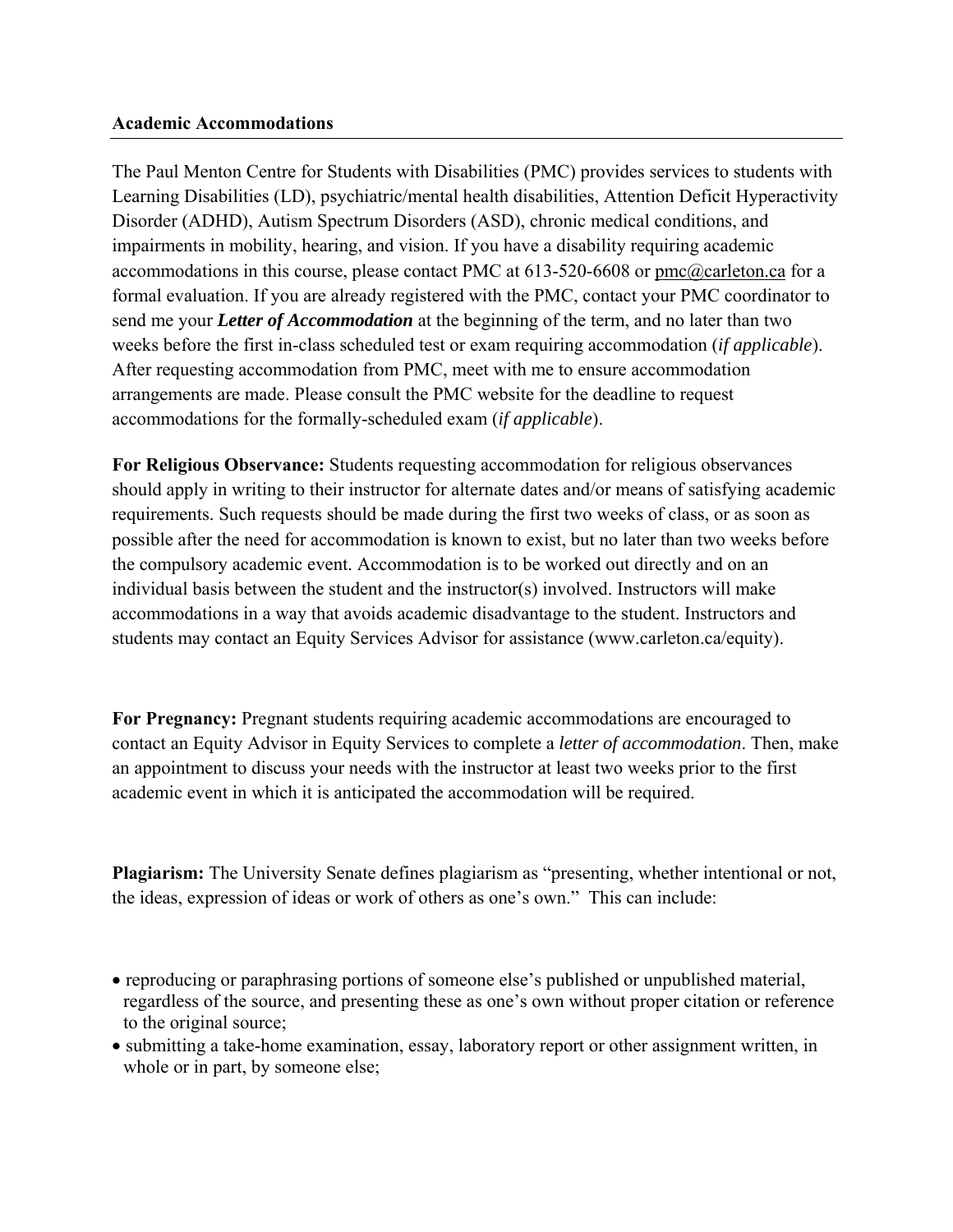## Academic Accommodations

The Paul Menton Centre for Students with Disabilities (PMC) provides services to students with Learning Disabilities (LD), psychiatric/mental health disabilities, Attention Deficit Hyperactivity Disorder (ADHD), Autism Spectrum Disorders (ASD), chronic medical conditions, and impairments in mobility, hearing, and vision. If you have a disability requiring academic accommodations in this course, please contact PMC at 613-520-6608 or pmc@carleton.ca for a formal evaluation. If you are already registered with the PMC, contact your PMC coordinator to send me your ***Letter of Accommodation*** at the beginning of the term, and no later than two weeks before the first in-class scheduled test or exam requiring accommodation (*if applicable*). After requesting accommodation from PMC, meet with me to ensure accommodation arrangements are made. Please consult the PMC website for the deadline to request accommodations for the formally-scheduled exam (*if applicable*).

**For Religious Observance:** Students requesting accommodation for religious observances should apply in writing to their instructor for alternate dates and/or means of satisfying academic requirements. Such requests should be made during the first two weeks of class, or as soon as possible after the need for accommodation is known to exist, but no later than two weeks before the compulsory academic event. Accommodation is to be worked out directly and on an individual basis between the student and the instructor(s) involved. Instructors will make accommodations in a way that avoids academic disadvantage to the student. Instructors and students may contact an Equity Services Advisor for assistance (www.carleton.ca/equity).

**For Pregnancy:** Pregnant students requiring academic accommodations are encouraged to contact an Equity Advisor in Equity Services to complete a *letter of accommodation*. Then, make an appointment to discuss your needs with the instructor at least two weeks prior to the first academic event in which it is anticipated the accommodation will be required.

**Plagiarism:** The University Senate defines plagiarism as "presenting, whether intentional or not, the ideas, expression of ideas or work of others as one's own." This can include:

- reproducing or paraphrasing portions of someone else's published or unpublished material, regardless of the source, and presenting these as one's own without proper citation or reference to the original source;
- submitting a take-home examination, essay, laboratory report or other assignment written, in whole or in part, by someone else;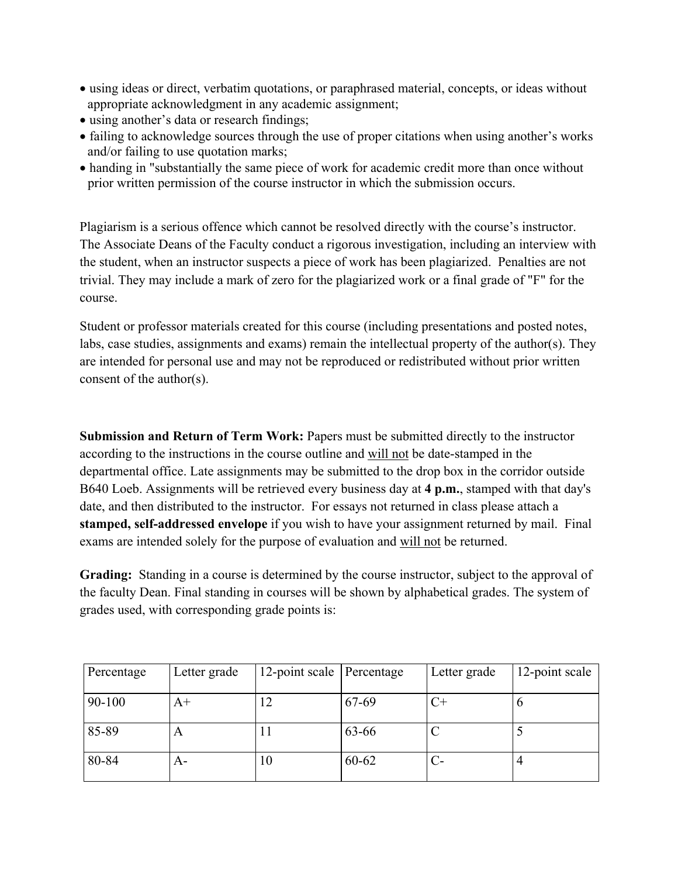- using ideas or direct, verbatim quotations, or paraphrased material, concepts, or ideas without appropriate acknowledgment in any academic assignment;
- using another's data or research findings;
- failing to acknowledge sources through the use of proper citations when using another's works and/or failing to use quotation marks;
- handing in "substantially the same piece of work for academic credit more than once without prior written permission of the course instructor in which the submission occurs.

Plagiarism is a serious offence which cannot be resolved directly with the course's instructor. The Associate Deans of the Faculty conduct a rigorous investigation, including an interview with the student, when an instructor suspects a piece of work has been plagiarized. Penalties are not trivial. They may include a mark of zero for the plagiarized work or a final grade of "F" for the course.

Student or professor materials created for this course (including presentations and posted notes, labs, case studies, assignments and exams) remain the intellectual property of the author(s). They are intended for personal use and may not be reproduced or redistributed without prior written consent of the author(s).

**Submission and Return of Term Work:** Papers must be submitted directly to the instructor according to the instructions in the course outline and <u>will not</u> be date-stamped in the departmental office. Late assignments may be submitted to the drop box in the corridor outside B640 Loeb. Assignments will be retrieved every business day at **4 p.m.**, stamped with that day's date, and then distributed to the instructor. For essays not returned in class please attach a **stamped, self-addressed envelope** if you wish to have your assignment returned by mail. Final exams are intended solely for the purpose of evaluation and <u>will not</u> be returned.

**Grading:** Standing in a course is determined by the course instructor, subject to the approval of the faculty Dean. Final standing in courses will be shown by alphabetical grades. The system of grades used, with corresponding grade points is:

| Percentage | Letter grade | 12-point scale | Percentage | Letter grade | 12-point scale |
|---|---|---|---|---|---|
| 90-100 | A+ | 12 | 67-69 | C+ | 6 |
| 85-89 | A | 11 | 63-66 | C | 5 |
| 80-84 | A- | 10 | 60-62 | C- | 4 |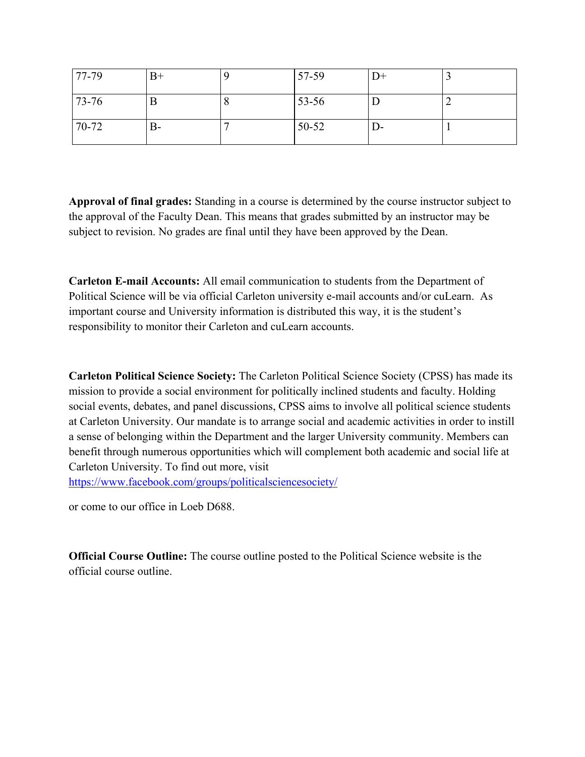| | | | | | |
|---|---|---|---|---|---|
| 77-79 | B+ | 9 | 57-59 | D+ | 3 |
| 73-76 | B | 8 | 53-56 | D | 2 |
| 70-72 | B- | 7 | 50-52 | D- | 1 |

**Approval of final grades:** Standing in a course is determined by the course instructor subject to the approval of the Faculty Dean. This means that grades submitted by an instructor may be subject to revision. No grades are final until they have been approved by the Dean.

**Carleton E-mail Accounts:** All email communication to students from the Department of Political Science will be via official Carleton university e-mail accounts and/or cuLearn. As important course and University information is distributed this way, it is the student's responsibility to monitor their Carleton and cuLearn accounts.

**Carleton Political Science Society:** The Carleton Political Science Society (CPSS) has made its mission to provide a social environment for politically inclined students and faculty. Holding social events, debates, and panel discussions, CPSS aims to involve all political science students at Carleton University. Our mandate is to arrange social and academic activities in order to instill a sense of belonging within the Department and the larger University community. Members can benefit through numerous opportunities which will complement both academic and social life at Carleton University. To find out more, visit https://www.facebook.com/groups/politicalsciencesociety/

or come to our office in Loeb D688.

**Official Course Outline:** The course outline posted to the Political Science website is the official course outline.